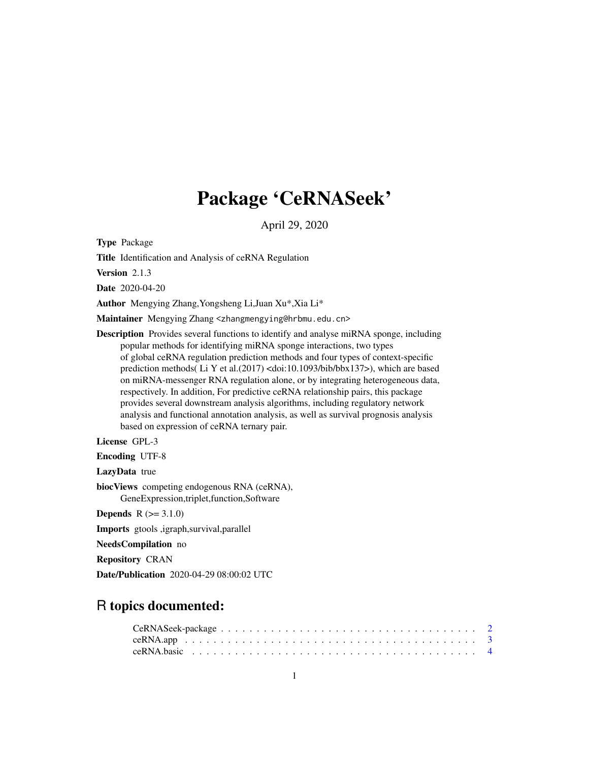# Package 'CeRNASeek'

April 29, 2020

**Type** Package

**Title** Identification and Analysis of ceRNA Regulation

**Version** 2.1.3

**Date** 2020-04-20

**Author** Mengying Zhang,Yongsheng Li,Juan Xu*,Xia Li*

**Maintainer** Mengying Zhang <zhangmengying@hrbmu.edu.cn>

**Description** Provides several functions to identify and analyse miRNA sponge, including popular methods for identifying miRNA sponge interactions, two types of global ceRNA regulation prediction methods and four types of context-specific prediction methods( Li Y et al.(2017) <doi:10.1093/bib/bbx137>), which are based on miRNA-messenger RNA regulation alone, or by integrating heterogeneous data, respectively. In addition, For predictive ceRNA relationship pairs, this package provides several downstream analysis algorithms, including regulatory network analysis and functional annotation analysis, as well as survival prognosis analysis based on expression of ceRNA ternary pair.

**License** GPL-3

**Encoding** UTF-8

**LazyData** true

**biocViews** competing endogenous RNA (ceRNA), GeneExpression,triplet,function,Software

**Depends** R (>= 3.1.0)

**Imports** gtools ,igraph,survival,parallel

**NeedsCompilation** no

**Repository** CRAN

**Date/Publication** 2020-04-29 08:00:02 UTC

## R topics documented:

- CeRNASeek-package . . . . . . . . . . . . . . . . . . . . . . . . . . . . . . . . . . . 2
- ceRNA.app . . . . . . . . . . . . . . . . . . . . . . . . . . . . . . . . . . . . . . . 3
- ceRNA.basic . . . . . . . . . . . . . . . . . . . . . . . . . . . . . . . . . . . . . . 4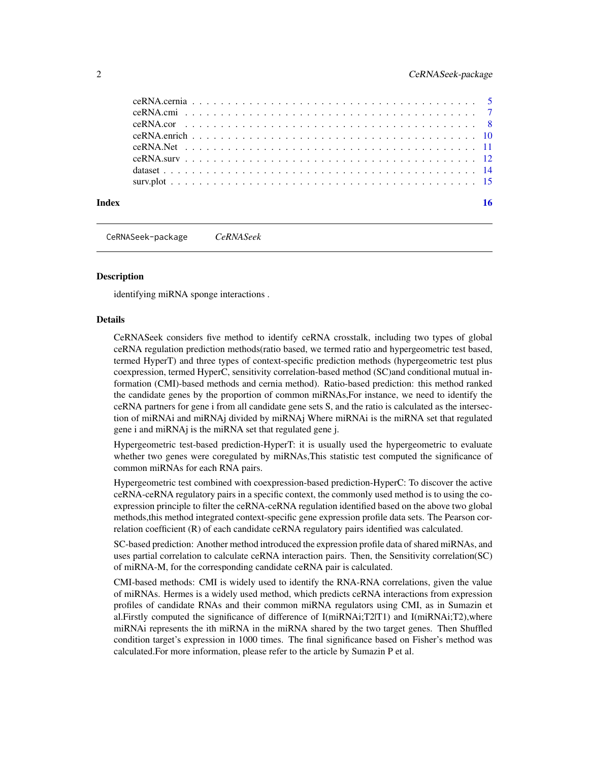ceRNA.cernia . . . . . . . . . . . . . . . . . . . . . . . . . . . . . . . . . . . . . . 5
ceRNA.cmi . . . . . . . . . . . . . . . . . . . . . . . . . . . . . . . . . . . . . . 7
ceRNA.cor . . . . . . . . . . . . . . . . . . . . . . . . . . . . . . . . . . . . . . 8
ceRNA.enrich . . . . . . . . . . . . . . . . . . . . . . . . . . . . . . . . . . . . . 10
ceRNA.Net . . . . . . . . . . . . . . . . . . . . . . . . . . . . . . . . . . . . . . 11
ceRNA.surv . . . . . . . . . . . . . . . . . . . . . . . . . . . . . . . . . . . . . 12
dataset . . . . . . . . . . . . . . . . . . . . . . . . . . . . . . . . . . . . . . . 14
surv.plot . . . . . . . . . . . . . . . . . . . . . . . . . . . . . . . . . . . . . . 15

**Index** **16**

---

`CeRNASeek-package` *CeRNASeek*

---

## Description

identifying miRNA sponge interactions .

## Details

CeRNASeek considers five method to identify ceRNA crosstalk, including two types of global ceRNA regulation prediction methods(ratio based, we termed ratio and hypergeometric test based, termed HyperT) and three types of context-specific prediction methods (hypergeometric test plus coexpression, termed HyperC, sensitivity correlation-based method (SC)and conditional mutual information (CMI)-based methods and cernia method). Ratio-based prediction: this method ranked the candidate genes by the proportion of common miRNAs,For instance, we need to identify the ceRNA partners for gene i from all candidate gene sets S, and the ratio is calculated as the intersection of miRNAi and miRNAj divided by miRNAj Where miRNAi is the miRNA set that regulated gene i and miRNAj is the miRNA set that regulated gene j.

Hypergeometric test-based prediction-HyperT: it is usually used the hypergeometric to evaluate whether two genes were coregulated by miRNAs,This statistic test computed the significance of common miRNAs for each RNA pairs.

Hypergeometric test combined with coexpression-based prediction-HyperC: To discover the active ceRNA-ceRNA regulatory pairs in a specific context, the commonly used method is to using the coexpression principle to filter the ceRNA-ceRNA regulation identified based on the above two global methods,this method integrated context-specific gene expression profile data sets. The Pearson correlation coefficient (R) of each candidate ceRNA regulatory pairs identified was calculated.

SC-based prediction: Another method introduced the expression profile data of shared miRNAs, and uses partial correlation to calculate ceRNA interaction pairs. Then, the Sensitivity correlation(SC) of miRNA-M, for the corresponding candidate ceRNA pair is calculated.

CMI-based methods: CMI is widely used to identify the RNA-RNA correlations, given the value of miRNAs. Hermes is a widely used method, which predicts ceRNA interactions from expression profiles of candidate RNAs and their common miRNA regulators using CMI, as in Sumazin et al.Firstly computed the significance of difference of I(miRNAi;T2|T1) and I(miRNAi;T2),where miRNAi represents the ith miRNA in the miRNA shared by the two target genes. Then Shuffled condition target's expression in 1000 times. The final significance based on Fisher's method was calculated.For more information, please refer to the article by Sumazin P et al.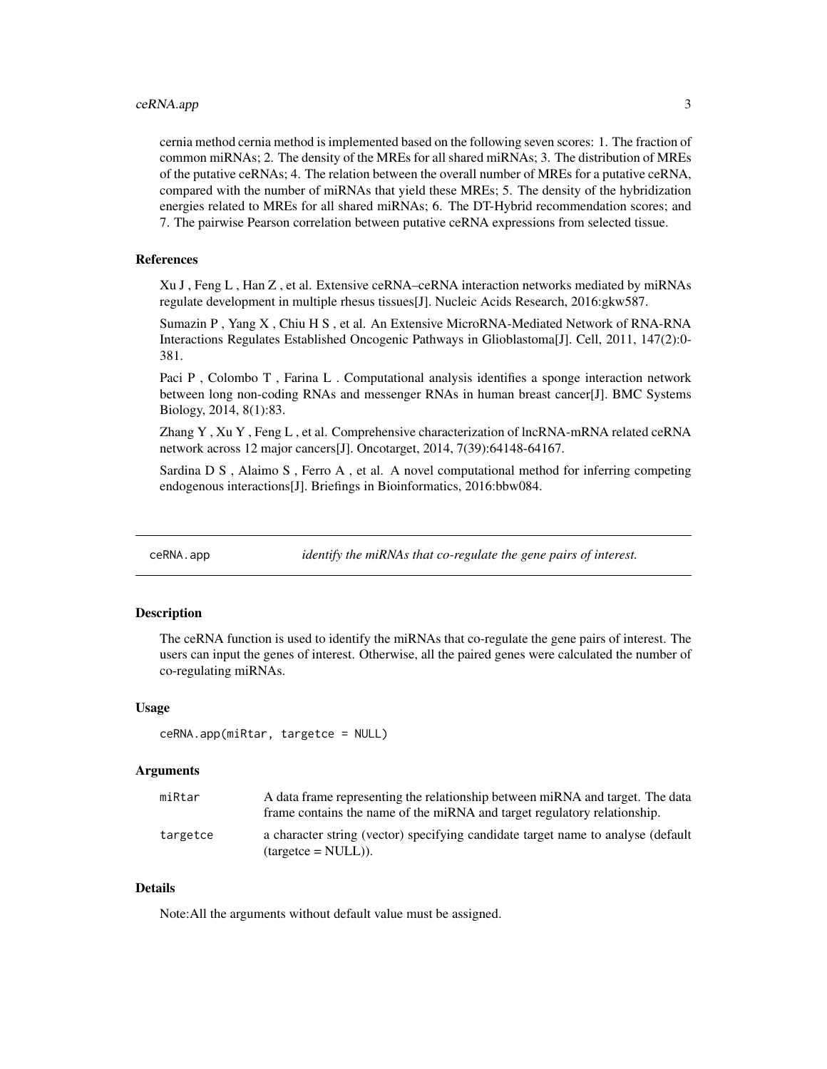cernia method cernia method is implemented based on the following seven scores: 1. The fraction of common miRNAs; 2. The density of the MREs for all shared miRNAs; 3. The distribution of MREs of the putative ceRNAs; 4. The relation between the overall number of MREs for a putative ceRNA, compared with the number of miRNAs that yield these MREs; 5. The density of the hybridization energies related to MREs for all shared miRNAs; 6. The DT-Hybrid recommendation scores; and 7. The pairwise Pearson correlation between putative ceRNA expressions from selected tissue.

### References

Xu J , Feng L , Han Z , et al. Extensive ceRNA–ceRNA interaction networks mediated by miRNAs regulate development in multiple rhesus tissues[J]. Nucleic Acids Research, 2016:gkw587.

Sumazin P , Yang X , Chiu H S , et al. An Extensive MicroRNA-Mediated Network of RNA-RNA Interactions Regulates Established Oncogenic Pathways in Glioblastoma[J]. Cell, 2011, 147(2):0-381.

Paci P , Colombo T , Farina L . Computational analysis identifies a sponge interaction network between long non-coding RNAs and messenger RNAs in human breast cancer[J]. BMC Systems Biology, 2014, 8(1):83.

Zhang Y , Xu Y , Feng L , et al. Comprehensive characterization of lncRNA-mRNA related ceRNA network across 12 major cancers[J]. Oncotarget, 2014, 7(39):64148-64167.

Sardina D S , Alaimo S , Ferro A , et al. A novel computational method for inferring competing endogenous interactions[J]. Briefings in Bioinformatics, 2016:bbw084.

---

## ceRNA.app — *identify the miRNAs that co-regulate the gene pairs of interest.*

### Description

The ceRNA function is used to identify the miRNAs that co-regulate the gene pairs of interest. The users can input the genes of interest. Otherwise, all the paired genes were calculated the number of co-regulating miRNAs.

### Usage

```
ceRNA.app(miRtar, targetce = NULL)
```

### Arguments

| | |
|---|---|
| miRtar | A data frame representing the relationship between miRNA and target. The data frame contains the name of the miRNA and target regulatory relationship. |
| targetce | a character string (vector) specifying candidate target name to analyse (default (targetce = NULL)). |

### Details

Note:All the arguments without default value must be assigned.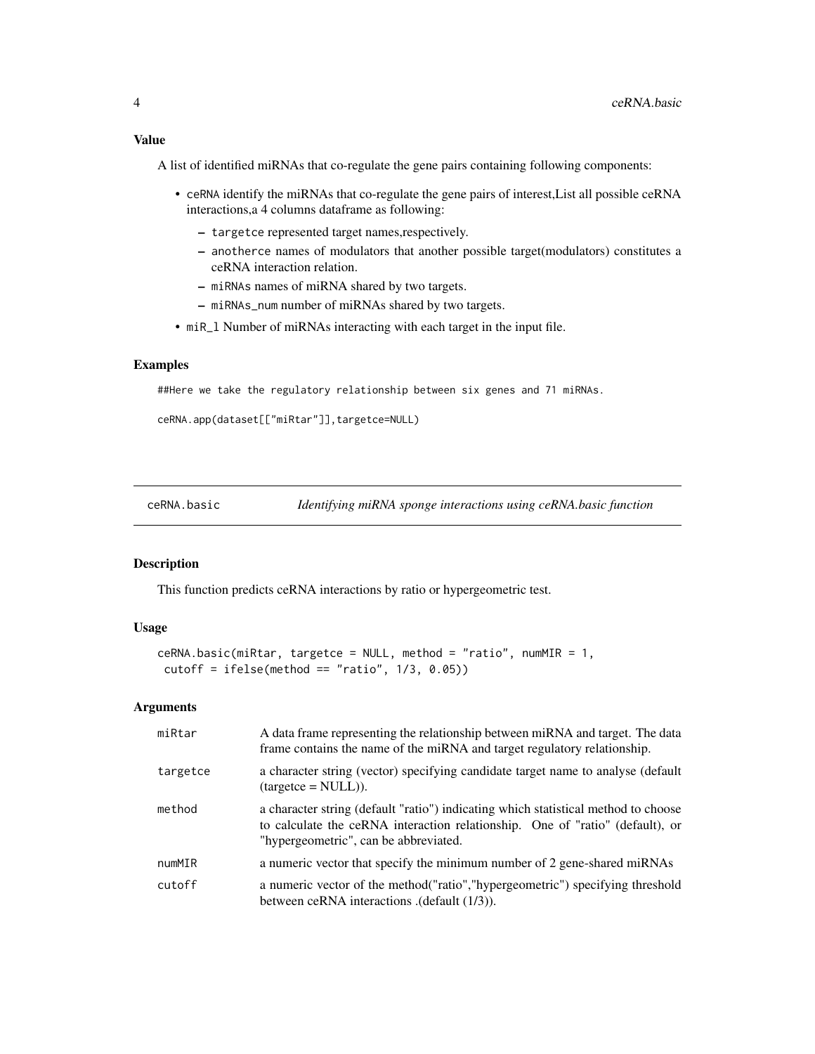### Value

A list of identified miRNAs that co-regulate the gene pairs containing following components:

- ceRNA identify the miRNAs that co-regulate the gene pairs of interest,List all possible ceRNA interactions,a 4 columns dataframe as following:
  - targetce represented target names,respectively.
  - anotherce names of modulators that another possible target(modulators) constitutes a ceRNA interaction relation.
  - miRNAs names of miRNA shared by two targets.
  - miRNAs_num number of miRNAs shared by two targets.
- miR_l Number of miRNAs interacting with each target in the input file.

### Examples

```
##Here we take the regulatory relationship between six genes and 71 miRNAs.

ceRNA.app(dataset[["miRtar"]],targetce=NULL)
```

---

## ceRNA.basic — *Identifying miRNA sponge interactions using ceRNA.basic function*

---

### Description

This function predicts ceRNA interactions by ratio or hypergeometric test.

### Usage

```
ceRNA.basic(miRtar, targetce = NULL, method = "ratio", numMIR = 1,
 cutoff = ifelse(method == "ratio", 1/3, 0.05))
```

### Arguments

| | |
|---|---|
| miRtar | A data frame representing the relationship between miRNA and target. The data frame contains the name of the miRNA and target regulatory relationship. |
| targetce | a character string (vector) specifying candidate target name to analyse (default (targetce = NULL)). |
| method | a character string (default "ratio") indicating which statistical method to choose to calculate the ceRNA interaction relationship. One of "ratio" (default), or "hypergeometric", can be abbreviated. |
| numMIR | a numeric vector that specify the minimum number of 2 gene-shared miRNAs |
| cutoff | a numeric vector of the method("ratio","hypergeometric") specifying threshold between ceRNA interactions .(default (1/3)). |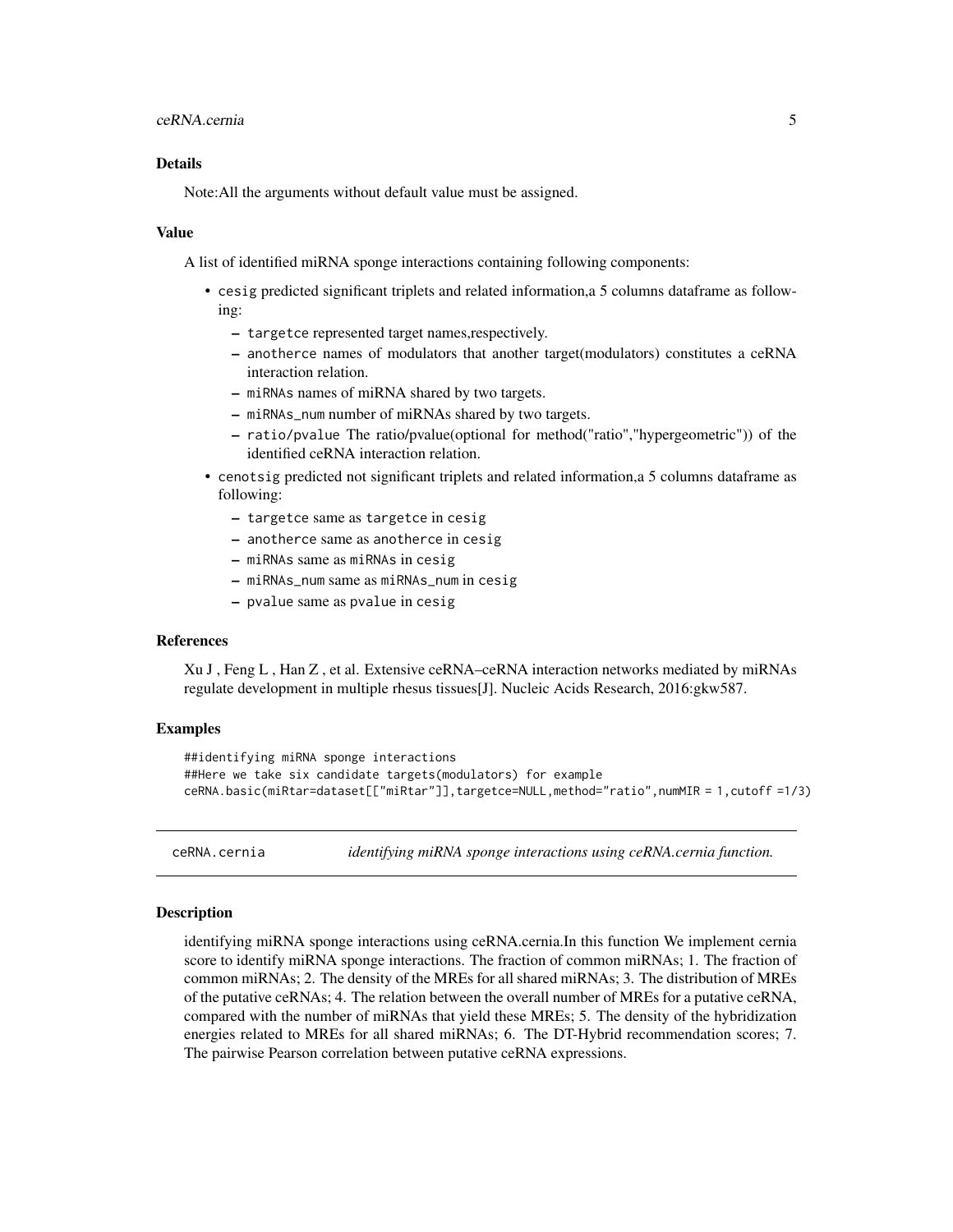## Details

Note:All the arguments without default value must be assigned.

## Value

A list of identified miRNA sponge interactions containing following components:

- `cesig` predicted significant triplets and related information,a 5 columns dataframe as following:
  - `targetce` represented target names,respectively.
  - `anotherce` names of modulators that another target(modulators) constitutes a ceRNA interaction relation.
  - `miRNAs` names of miRNA shared by two targets.
  - `miRNAs_num` number of miRNAs shared by two targets.
  - `ratio/pvalue` The ratio/pvalue(optional for method("ratio","hypergeometric")) of the identified ceRNA interaction relation.
- `cenotsig` predicted not significant triplets and related information,a 5 columns dataframe as following:
  - `targetce` same as `targetce` in `cesig`
  - `anotherce` same as `anotherce` in `cesig`
  - `miRNAs` same as `miRNAs` in `cesig`
  - `miRNAs_num` same as `miRNAs_num` in `cesig`
  - `pvalue` same as `pvalue` in `cesig`

## References

Xu J , Feng L , Han Z , et al. Extensive ceRNA–ceRNA interaction networks mediated by miRNAs regulate development in multiple rhesus tissues[J]. Nucleic Acids Research, 2016:gkw587.

## Examples

```
##identifying miRNA sponge interactions
##Here we take six candidate targets(modulators) for example
ceRNA.basic(miRtar=dataset[["miRtar"]],targetce=NULL,method="ratio",numMIR = 1,cutoff =1/3)
```

---

# ceRNA.cernia — *identifying miRNA sponge interactions using ceRNA.cernia function.*

## Description

identifying miRNA sponge interactions using ceRNA.cernia.In this function We implement cernia score to identify miRNA sponge interactions. The fraction of common miRNAs; 1. The fraction of common miRNAs; 2. The density of the MREs for all shared miRNAs; 3. The distribution of MREs of the putative ceRNAs; 4. The relation between the overall number of MREs for a putative ceRNA, compared with the number of miRNAs that yield these MREs; 5. The density of the hybridization energies related to MREs for all shared miRNAs; 6. The DT-Hybrid recommendation scores; 7. The pairwise Pearson correlation between putative ceRNA expressions.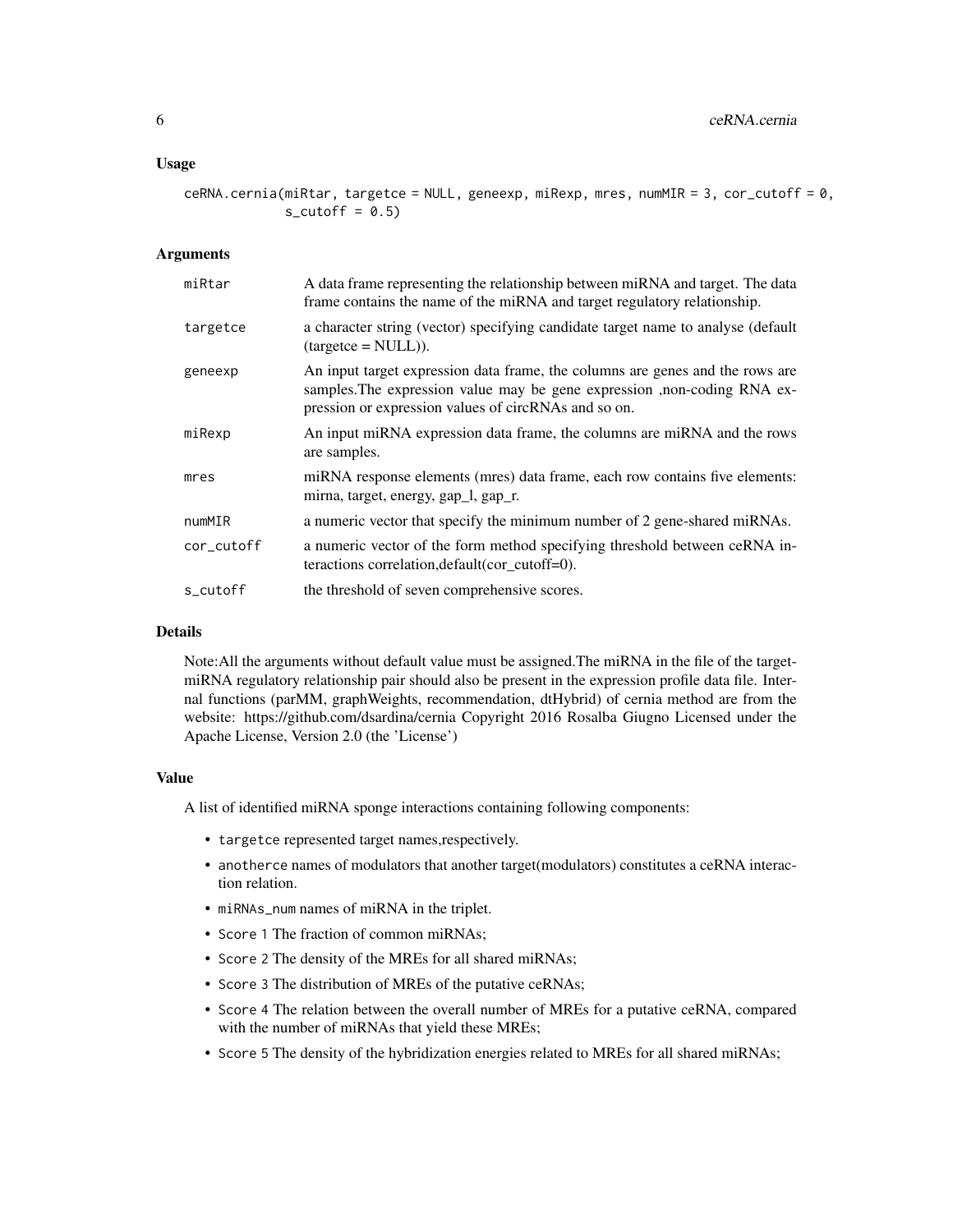## Usage

```
ceRNA.cernia(miRtar, targetce = NULL, geneexp, miRexp, mres, numMIR = 3, cor_cutoff = 0,
             s_cutoff = 0.5)
```

## Arguments

| | |
|---|---|
| miRtar | A data frame representing the relationship between miRNA and target. The data frame contains the name of the miRNA and target regulatory relationship. |
| targetce | a character string (vector) specifying candidate target name to analyse (default (targetce = NULL)). |
| geneexp | An input target expression data frame, the columns are genes and the rows are samples.The expression value may be gene expression ,non-coding RNA expression or expression values of circRNAs and so on. |
| miRexp | An input miRNA expression data frame, the columns are miRNA and the rows are samples. |
| mres | miRNA response elements (mres) data frame, each row contains five elements: mirna, target, energy, gap_l, gap_r. |
| numMIR | a numeric vector that specify the minimum number of 2 gene-shared miRNAs. |
| cor_cutoff | a numeric vector of the form method specifying threshold between ceRNA interactions correlation,default(cor_cutoff=0). |
| s_cutoff | the threshold of seven comprehensive scores. |

## Details

Note:All the arguments without default value must be assigned.The miRNA in the file of the target-miRNA regulatory relationship pair should also be present in the expression profile data file. Internal functions (parMM, graphWeights, recommendation, dtHybrid) of cernia method are from the website: https://github.com/dsardina/cernia Copyright 2016 Rosalba Giugno Licensed under the Apache License, Version 2.0 (the 'License')

## Value

A list of identified miRNA sponge interactions containing following components:

- `targetce` represented target names,respectively.
- `anotherce` names of modulators that another target(modulators) constitutes a ceRNA interaction relation.
- `miRNAs_num` names of miRNA in the triplet.
- `Score 1` The fraction of common miRNAs;
- `Score 2` The density of the MREs for all shared miRNAs;
- `Score 3` The distribution of MREs of the putative ceRNAs;
- `Score 4` The relation between the overall number of MREs for a putative ceRNA, compared with the number of miRNAs that yield these MREs;
- `Score 5` The density of the hybridization energies related to MREs for all shared miRNAs;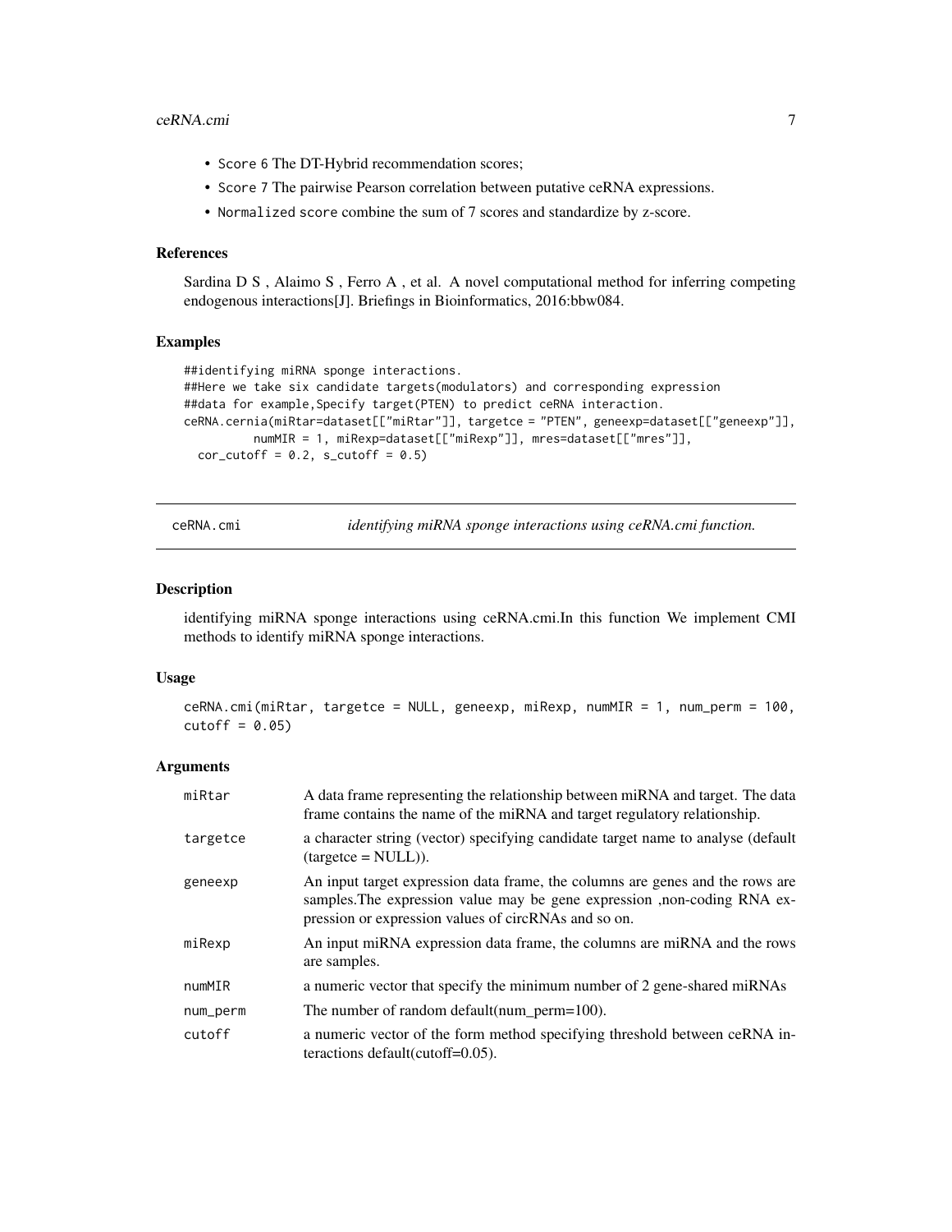- Score 6 The DT-Hybrid recommendation scores;
- Score 7 The pairwise Pearson correlation between putative ceRNA expressions.
- Normalized score combine the sum of 7 scores and standardize by z-score.

### References

Sardina D S , Alaimo S , Ferro A , et al. A novel computational method for inferring competing endogenous interactions[J]. Briefings in Bioinformatics, 2016:bbw084.

### Examples

```
##identifying miRNA sponge interactions.
##Here we take six candidate targets(modulators) and corresponding expression
##data for example,Specify target(PTEN) to predict ceRNA interaction.
ceRNA.cernia(miRtar=dataset[["miRtar"]], targetce = "PTEN", geneexp=dataset[["geneexp"]],
          numMIR = 1, miRexp=dataset[["miRexp"]], mres=dataset[["mres"]],
  cor_cutoff = 0.2, s_cutoff = 0.5)
```

---

## ceRNA.cmi — *identifying miRNA sponge interactions using ceRNA.cmi function.*

### Description

identifying miRNA sponge interactions using ceRNA.cmi.In this function We implement CMI methods to identify miRNA sponge interactions.

### Usage

```
ceRNA.cmi(miRtar, targetce = NULL, geneexp, miRexp, numMIR = 1, num_perm = 100,
cutoff = 0.05)
```

### Arguments

| | |
|---|---|
| miRtar | A data frame representing the relationship between miRNA and target. The data frame contains the name of the miRNA and target regulatory relationship. |
| targetce | a character string (vector) specifying candidate target name to analyse (default (targetce = NULL)). |
| geneexp | An input target expression data frame, the columns are genes and the rows are samples.The expression value may be gene expression ,non-coding RNA expression or expression values of circRNAs and so on. |
| miRexp | An input miRNA expression data frame, the columns are miRNA and the rows are samples. |
| numMIR | a numeric vector that specify the minimum number of 2 gene-shared miRNAs |
| num_perm | The number of random default(num_perm=100). |
| cutoff | a numeric vector of the form method specifying threshold between ceRNA interactions default(cutoff=0.05). |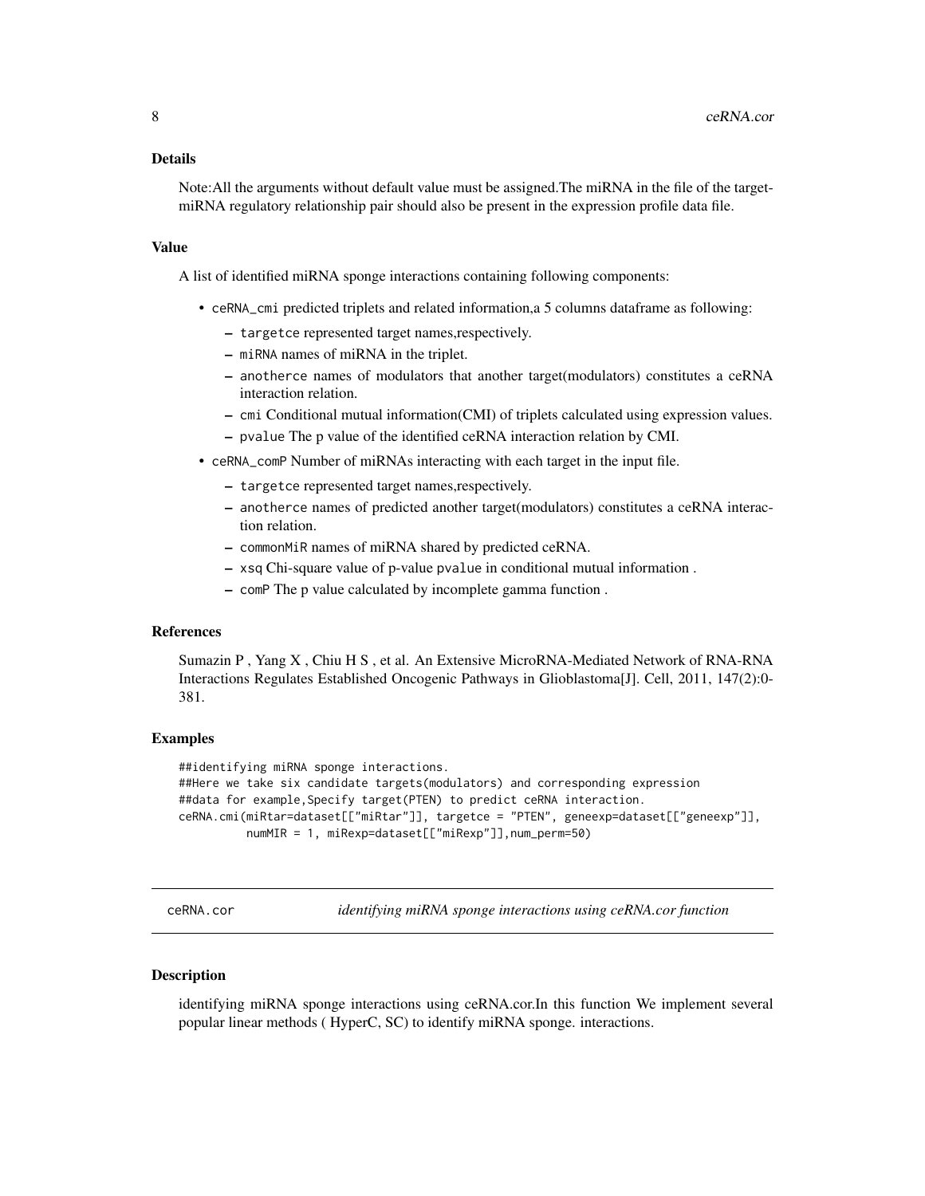### Details

Note:All the arguments without default value must be assigned.The miRNA in the file of the target-miRNA regulatory relationship pair should also be present in the expression profile data file.

### Value

A list of identified miRNA sponge interactions containing following components:

- `ceRNA_cmi` predicted triplets and related information,a 5 columns dataframe as following:
  - `targetce` represented target names,respectively.
  - `miRNA` names of miRNA in the triplet.
  - `anotherce` names of modulators that another target(modulators) constitutes a ceRNA interaction relation.
  - `cmi` Conditional mutual information(CMI) of triplets calculated using expression values.
  - `pvalue` The p value of the identified ceRNA interaction relation by CMI.
- `ceRNA_comP` Number of miRNAs interacting with each target in the input file.
  - `targetce` represented target names,respectively.
  - `anotherce` names of predicted another target(modulators) constitutes a ceRNA interaction relation.
  - `commonMiR` names of miRNA shared by predicted ceRNA.
  - `xsq` Chi-square value of p-value `pvalue` in conditional mutual information .
  - `comP` The p value calculated by incomplete gamma function .

### References

Sumazin P , Yang X , Chiu H S , et al. An Extensive MicroRNA-Mediated Network of RNA-RNA Interactions Regulates Established Oncogenic Pathways in Glioblastoma[J]. Cell, 2011, 147(2):0-381.

### Examples

```
##identifying miRNA sponge interactions.
##Here we take six candidate targets(modulators) and corresponding expression
##data for example,Specify target(PTEN) to predict ceRNA interaction.
ceRNA.cmi(miRtar=dataset[["miRtar"]], targetce = "PTEN", geneexp=dataset[["geneexp"]],
          numMIR = 1, miRexp=dataset[["miRexp"]],num_perm=50)
```

---

## ceRNA.cor — *identifying miRNA sponge interactions using ceRNA.cor function*

### Description

identifying miRNA sponge interactions using ceRNA.cor.In this function We implement several popular linear methods ( HyperC, SC) to identify miRNA sponge. interactions.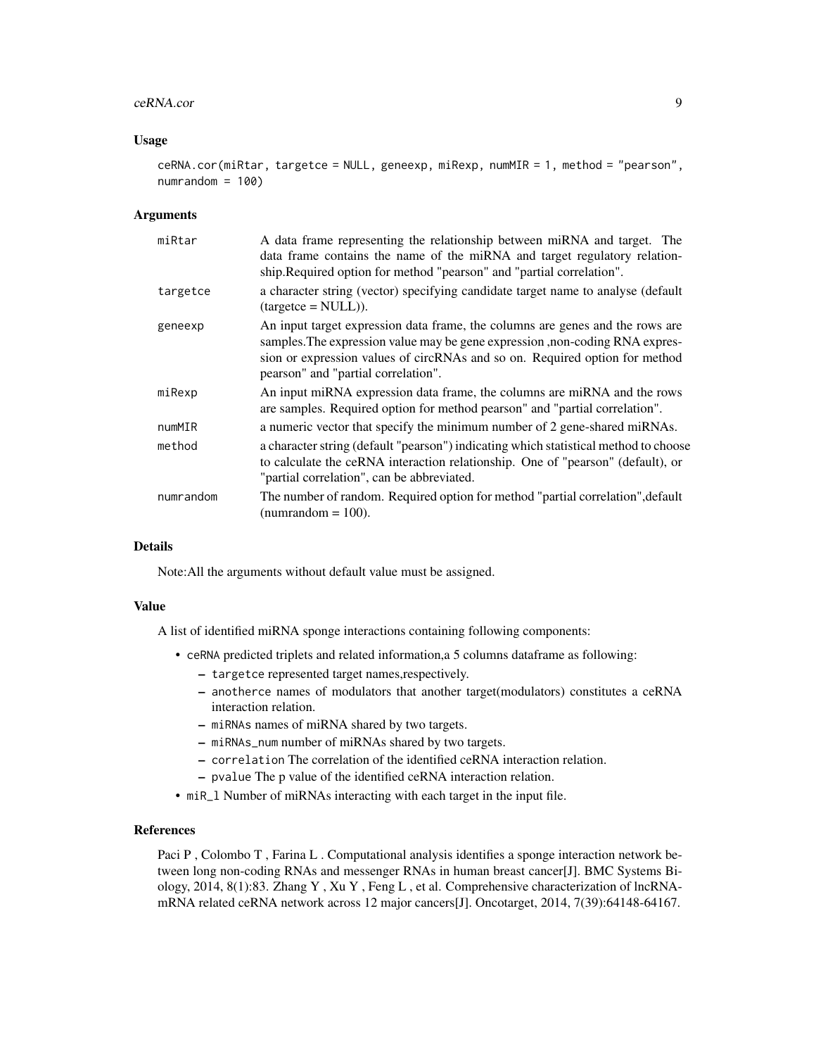## Usage

```
ceRNA.cor(miRtar, targetce = NULL, geneexp, miRexp, numMIR = 1, method = "pearson",
numrandom = 100)
```

## Arguments

| | |
|---|---|
| miRtar | A data frame representing the relationship between miRNA and target. The data frame contains the name of the miRNA and target regulatory relationship.Required option for method "pearson" and "partial correlation". |
| targetce | a character string (vector) specifying candidate target name to analyse (default (targetce = NULL)). |
| geneexp | An input target expression data frame, the columns are genes and the rows are samples.The expression value may be gene expression ,non-coding RNA expression or expression values of circRNAs and so on. Required option for method pearson" and "partial correlation". |
| miRexp | An input miRNA expression data frame, the columns are miRNA and the rows are samples. Required option for method pearson" and "partial correlation". |
| numMIR | a numeric vector that specify the minimum number of 2 gene-shared miRNAs. |
| method | a character string (default "pearson") indicating which statistical method to choose to calculate the ceRNA interaction relationship. One of "pearson" (default), or "partial correlation", can be abbreviated. |
| numrandom | The number of random. Required option for method "partial correlation",default (numrandom = 100). |

## Details

Note:All the arguments without default value must be assigned.

## Value

A list of identified miRNA sponge interactions containing following components:

- ceRNA predicted triplets and related information,a 5 columns dataframe as following:
  - targetce represented target names,respectively.
  - anotherce names of modulators that another target(modulators) constitutes a ceRNA interaction relation.
  - miRNAs names of miRNA shared by two targets.
  - miRNAs_num number of miRNAs shared by two targets.
  - correlation The correlation of the identified ceRNA interaction relation.
  - pvalue The p value of the identified ceRNA interaction relation.
- miR_l Number of miRNAs interacting with each target in the input file.

## References

Paci P , Colombo T , Farina L . Computational analysis identifies a sponge interaction network between long non-coding RNAs and messenger RNAs in human breast cancer[J]. BMC Systems Biology, 2014, 8(1):83. Zhang Y , Xu Y , Feng L , et al. Comprehensive characterization of lncRNA-mRNA related ceRNA network across 12 major cancers[J]. Oncotarget, 2014, 7(39):64148-64167.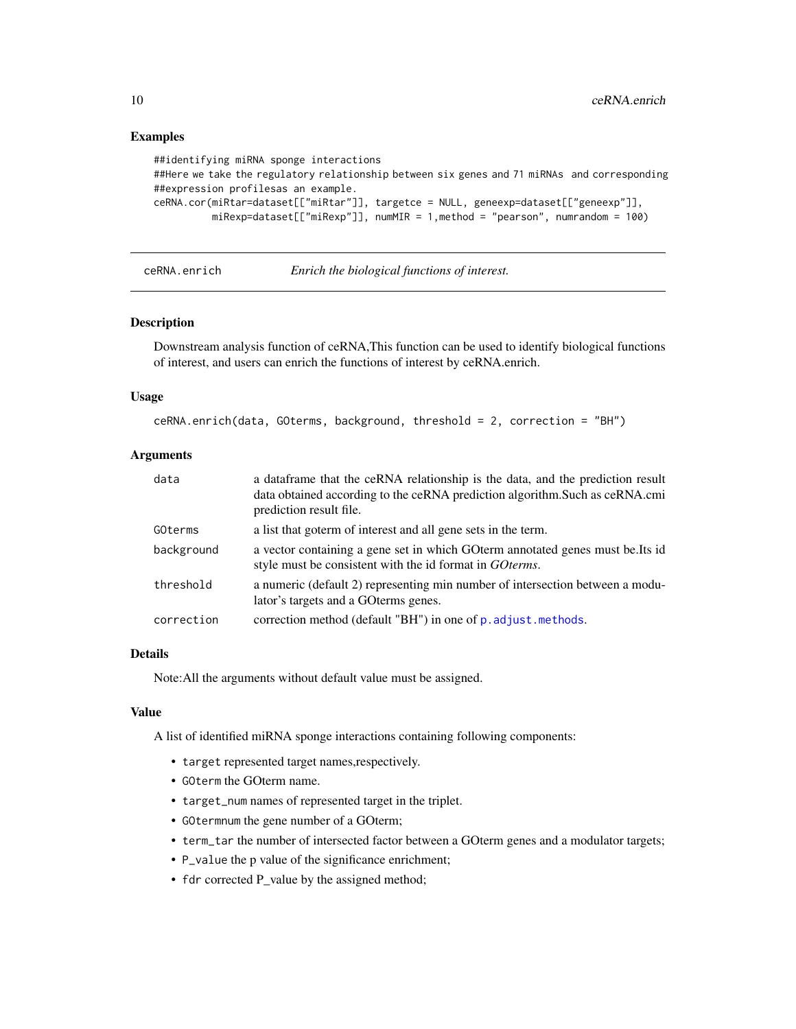### Examples

```
##identifying miRNA sponge interactions
##Here we take the regulatory relationship between six genes and 71 miRNAs  and corresponding
##expression profilesas an example.
ceRNA.cor(miRtar=dataset[["miRtar"]], targetce = NULL, geneexp=dataset[["geneexp"]],
          miRexp=dataset[["miRexp"]], numMIR = 1,method = "pearson", numrandom = 100)
```

---

## ceRNA.enrich — *Enrich the biological functions of interest.*

---

### Description

Downstream analysis function of ceRNA,This function can be used to identify biological functions of interest, and users can enrich the functions of interest by ceRNA.enrich.

### Usage

```
ceRNA.enrich(data, GOterms, background, threshold = 2, correction = "BH")
```

### Arguments

| | |
|---|---|
| `data` | a dataframe that the ceRNA relationship is the data, and the prediction result data obtained according to the ceRNA prediction algorithm.Such as ceRNA.cmi prediction result file. |
| `GOterms` | a list that goterm of interest and all gene sets in the term. |
| `background` | a vector containing a gene set in which GOterm annotated genes must be.Its id style must be consistent with the id format in *GOterms*. |
| `threshold` | a numeric (default 2) representing min number of intersection between a modulator's targets and a GOterms genes. |
| `correction` | correction method (default "BH") in one of `p.adjust.methods`. |

### Details

Note:All the arguments without default value must be assigned.

### Value

A list of identified miRNA sponge interactions containing following components:

- `target` represented target names,respectively.
- `GOterm` the GOterm name.
- `target_num` names of represented target in the triplet.
- `GOtermnum` the gene number of a GOterm;
- `term_tar` the number of intersected factor between a GOterm genes and a modulator targets;
- `P_value` the p value of the significance enrichment;
- `fdr` corrected P_value by the assigned method;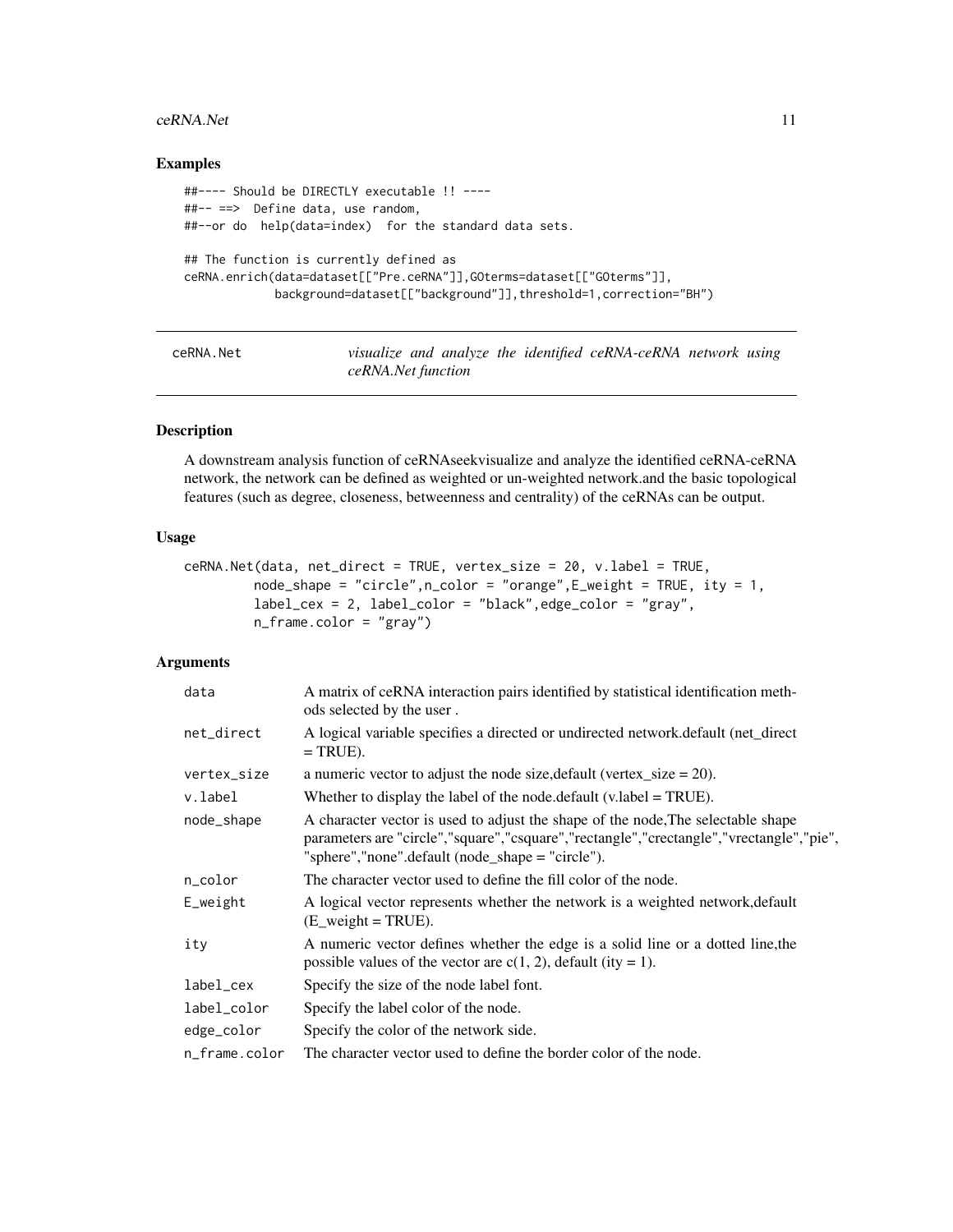## Examples

```
##---- Should be DIRECTLY executable !! ----
##-- ==>  Define data, use random,
##--or do  help(data=index)  for the standard data sets.

## The function is currently defined as
ceRNA.enrich(data=dataset[["Pre.ceRNA"]],GOterms=dataset[["GOterms"]],
             background=dataset[["background"]],threshold=1,correction="BH")
```

---

`ceRNA.Net` *visualize and analyze the identified ceRNA-ceRNA network using ceRNA.Net function*

---

## Description

A downstream analysis function of ceRNAseekvisualize and analyze the identified ceRNA-ceRNA network, the network can be defined as weighted or un-weighted network.and the basic topological features (such as degree, closeness, betweenness and centrality) of the ceRNAs can be output.

## Usage

```
ceRNA.Net(data, net_direct = TRUE, vertex_size = 20, v.label = TRUE,
         node_shape = "circle",n_color = "orange",E_weight = TRUE, ity = 1,
         label_cex = 2, label_color = "black",edge_color = "gray",
         n_frame.color = "gray")
```

## Arguments

| | |
|---|---|
| `data` | A matrix of ceRNA interaction pairs identified by statistical identification methods selected by the user . |
| `net_direct` | A logical variable specifies a directed or undirected network.default (net_direct = TRUE). |
| `vertex_size` | a numeric vector to adjust the node size,default (vertex_size = 20). |
| `v.label` | Whether to display the label of the node.default (v.label = TRUE). |
| `node_shape` | A character vector is used to adjust the shape of the node,The selectable shape parameters are "circle","square","csquare","rectangle","crectangle","vrectangle","pie", "sphere","none".default (node_shape = "circle"). |
| `n_color` | The character vector used to define the fill color of the node. |
| `E_weight` | A logical vector represents whether the network is a weighted network,default (E_weight = TRUE). |
| `ity` | A numeric vector defines whether the edge is a solid line or a dotted line,the possible values of the vector are c(1, 2), default (ity = 1). |
| `label_cex` | Specify the size of the node label font. |
| `label_color` | Specify the label color of the node. |
| `edge_color` | Specify the color of the network side. |
| `n_frame.color` | The character vector used to define the border color of the node. |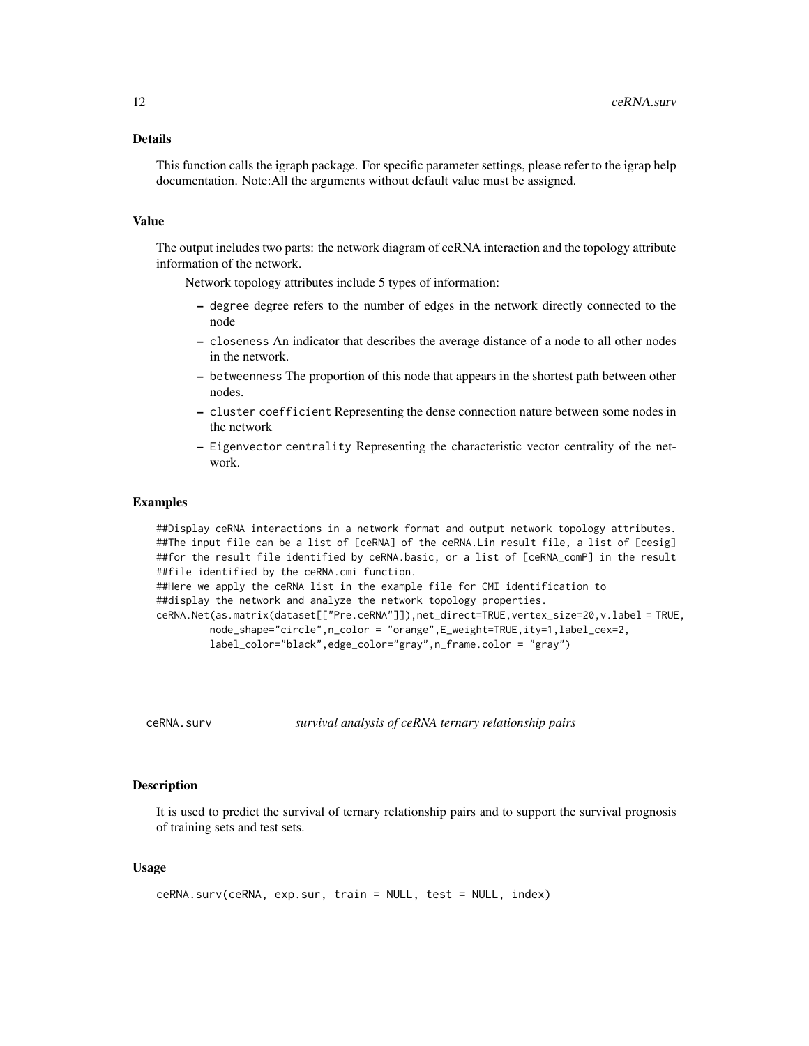### Details

This function calls the igraph package. For specific parameter settings, please refer to the igrap help documentation. Note:All the arguments without default value must be assigned.

### Value

The output includes two parts: the network diagram of ceRNA interaction and the topology attribute information of the network.

Network topology attributes include 5 types of information:

- `degree` degree refers to the number of edges in the network directly connected to the node
- `closeness` An indicator that describes the average distance of a node to all other nodes in the network.
- `betweenness` The proportion of this node that appears in the shortest path between other nodes.
- `cluster coefficient` Representing the dense connection nature between some nodes in the network
- `Eigenvector centrality` Representing the characteristic vector centrality of the network.

### Examples

```
##Display ceRNA interactions in a network format and output network topology attributes.
##The input file can be a list of [ceRNA] of the ceRNA.Lin result file, a list of [cesig]
##for the result file identified by ceRNA.basic, or a list of [ceRNA_comP] in the result
##file identified by the ceRNA.cmi function.
##Here we apply the ceRNA list in the example file for CMI identification to
##display the network and analyze the network topology properties.
ceRNA.Net(as.matrix(dataset[["Pre.ceRNA"]]),net_direct=TRUE,vertex_size=20,v.label = TRUE,
        node_shape="circle",n_color = "orange",E_weight=TRUE,ity=1,label_cex=2,
        label_color="black",edge_color="gray",n_frame.color = "gray")
```

---

## ceRNA.surv — *survival analysis of ceRNA ternary relationship pairs*

### Description

It is used to predict the survival of ternary relationship pairs and to support the survival prognosis of training sets and test sets.

### Usage

```
ceRNA.surv(ceRNA, exp.sur, train = NULL, test = NULL, index)
```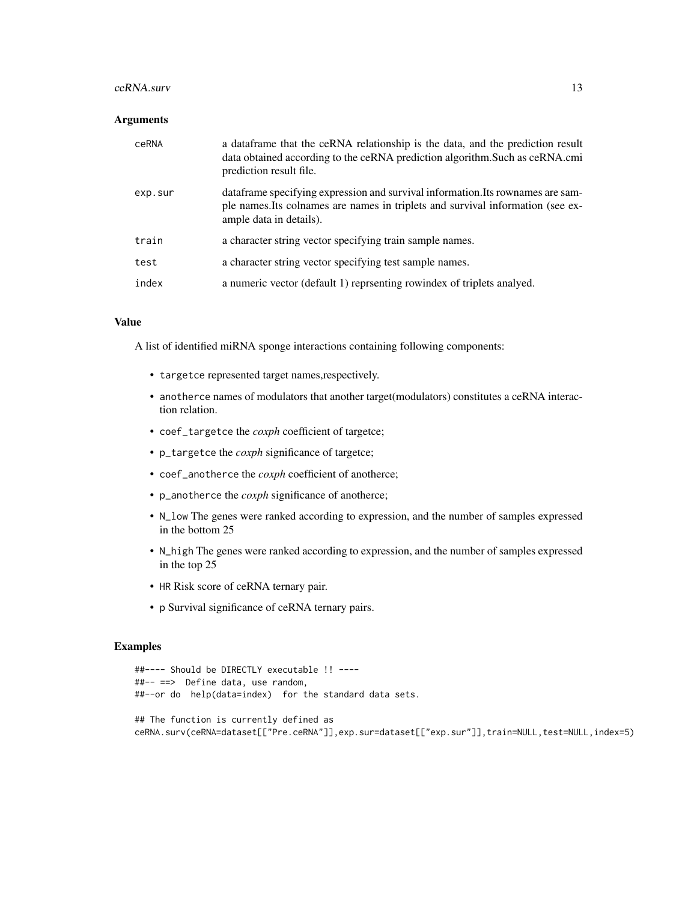## Arguments

| | |
|---|---|
| ceRNA | a dataframe that the ceRNA relationship is the data, and the prediction result data obtained according to the ceRNA prediction algorithm.Such as ceRNA.cmi prediction result file. |
| exp.sur | dataframe specifying expression and survival information.Its rownames are sample names.Its colnames are names in triplets and survival information (see example data in details). |
| train | a character string vector specifying train sample names. |
| test | a character string vector specifying test sample names. |
| index | a numeric vector (default 1) reprsenting rowindex of triplets analyed. |

## Value

A list of identified miRNA sponge interactions containing following components:

- `targetce` represented target names,respectively.
- `anotherce` names of modulators that another target(modulators) constitutes a ceRNA interaction relation.
- `coef_targetce` the *coxph* coefficient of targetce;
- `p_targetce` the *coxph* significance of targetce;
- `coef_anotherce` the *coxph* coefficient of anotherce;
- `p_anotherce` the *coxph* significance of anotherce;
- `N_low` The genes were ranked according to expression, and the number of samples expressed in the bottom 25
- `N_high` The genes were ranked according to expression, and the number of samples expressed in the top 25
- `HR` Risk score of ceRNA ternary pair.
- `p` Survival significance of ceRNA ternary pairs.

## Examples

```
##---- Should be DIRECTLY executable !! ----
##-- ==>  Define data, use random,
##--or do  help(data=index)  for the standard data sets.

## The function is currently defined as
ceRNA.surv(ceRNA=dataset[["Pre.ceRNA"]],exp.sur=dataset[["exp.sur"]],train=NULL,test=NULL,index=5)
```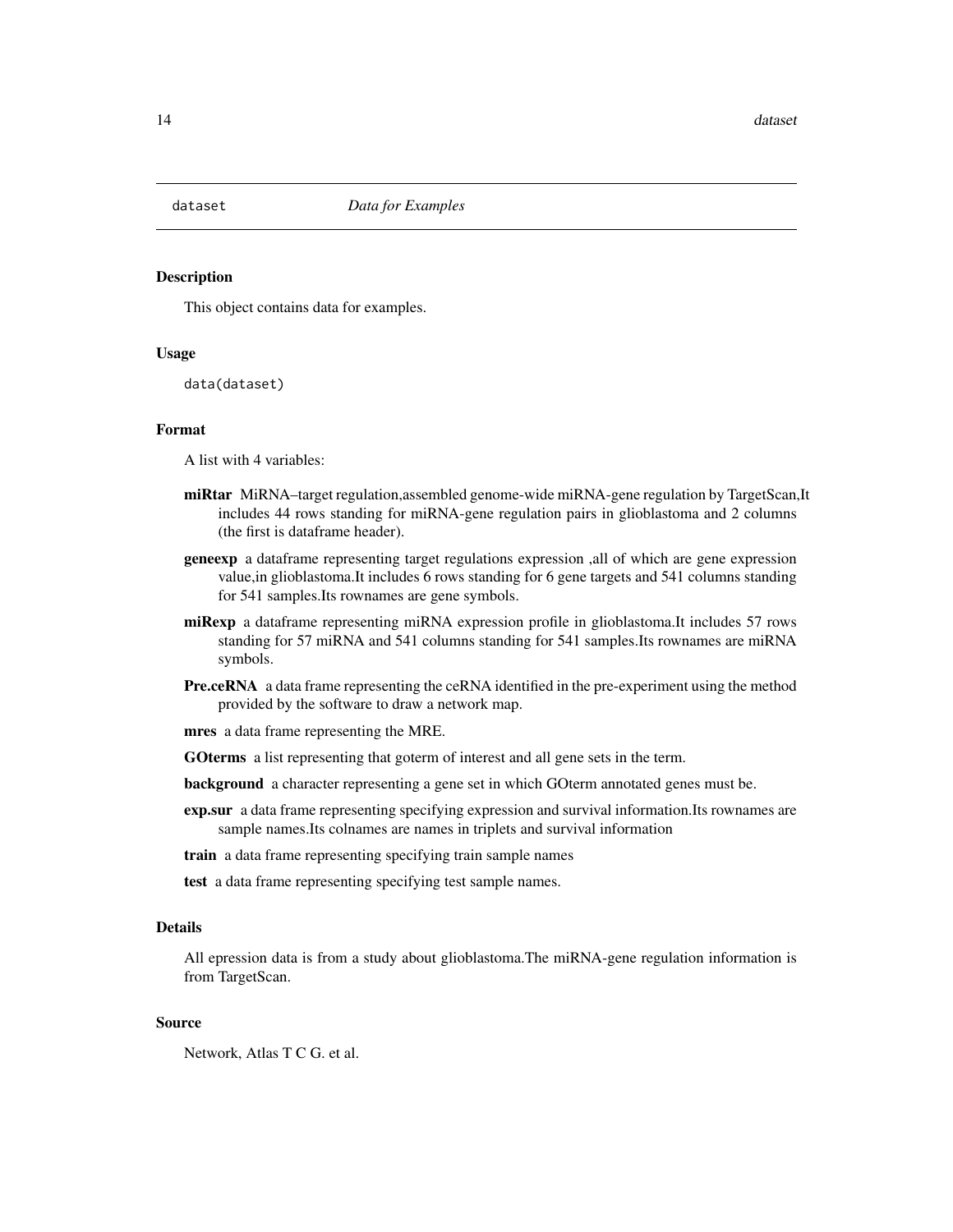## dataset *Data for Examples*

### Description

This object contains data for examples.

### Usage

```
data(dataset)
```

### Format

A list with 4 variables:

**miRtar** MiRNA–target regulation,assembled genome-wide miRNA-gene regulation by TargetScan,It includes 44 rows standing for miRNA-gene regulation pairs in glioblastoma and 2 columns (the first is dataframe header).

**geneexp** a dataframe representing target regulations expression ,all of which are gene expression value,in glioblastoma.It includes 6 rows standing for 6 gene targets and 541 columns standing for 541 samples.Its rownames are gene symbols.

**miRexp** a dataframe representing miRNA expression profile in glioblastoma.It includes 57 rows standing for 57 miRNA and 541 columns standing for 541 samples.Its rownames are miRNA symbols.

**Pre.ceRNA** a data frame representing the ceRNA identified in the pre-experiment using the method provided by the software to draw a network map.

**mres** a data frame representing the MRE.

**GOterms** a list representing that goterm of interest and all gene sets in the term.

**background** a character representing a gene set in which GOterm annotated genes must be.

**exp.sur** a data frame representing specifying expression and survival information.Its rownames are sample names.Its colnames are names in triplets and survival information

**train** a data frame representing specifying train sample names

**test** a data frame representing specifying test sample names.

### Details

All epression data is from a study about glioblastoma.The miRNA-gene regulation information is from TargetScan.

### Source

Network, Atlas T C G. et al.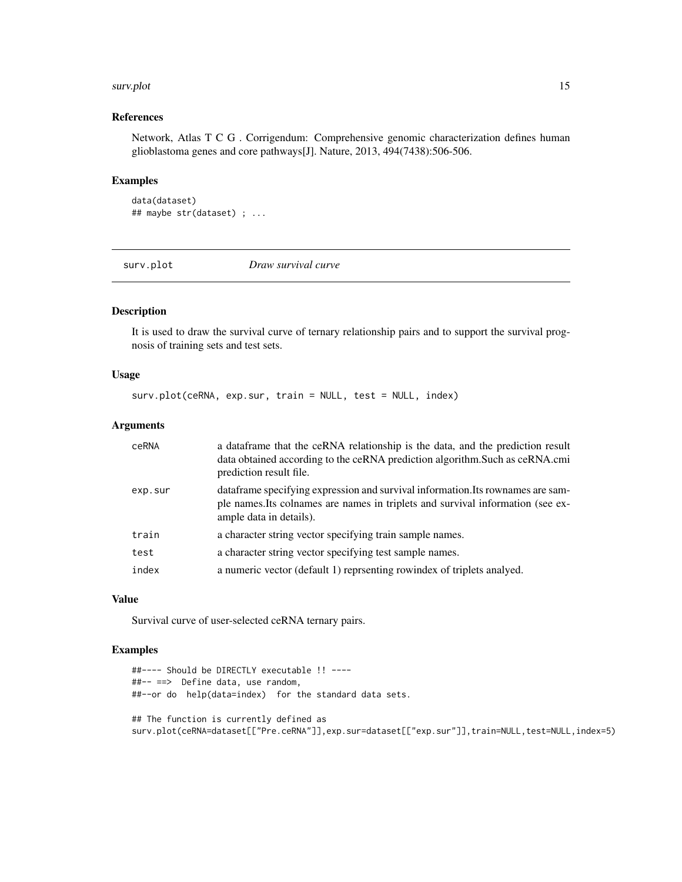### References

Network, Atlas T C G . Corrigendum: Comprehensive genomic characterization defines human glioblastoma genes and core pathways[J]. Nature, 2013, 494(7438):506-506.

### Examples

```
data(dataset)
## maybe str(dataset) ; ...
```

---

## surv.plot *Draw survival curve*

---

### Description

It is used to draw the survival curve of ternary relationship pairs and to support the survival prognosis of training sets and test sets.

### Usage

```
surv.plot(ceRNA, exp.sur, train = NULL, test = NULL, index)
```

### Arguments

| | |
|---|---|
| ceRNA | a dataframe that the ceRNA relationship is the data, and the prediction result data obtained according to the ceRNA prediction algorithm.Such as ceRNA.cmi prediction result file. |
| exp.sur | dataframe specifying expression and survival information.Its rownames are sample names.Its colnames are names in triplets and survival information (see example data in details). |
| train | a character string vector specifying train sample names. |
| test | a character string vector specifying test sample names. |
| index | a numeric vector (default 1) reprsenting rowindex of triplets analyed. |

### Value

Survival curve of user-selected ceRNA ternary pairs.

### Examples

```
##---- Should be DIRECTLY executable !! ----
##-- ==>  Define data, use random,
##--or do  help(data=index)  for the standard data sets.

## The function is currently defined as
surv.plot(ceRNA=dataset[["Pre.ceRNA"]],exp.sur=dataset[["exp.sur"]],train=NULL,test=NULL,index=5)
```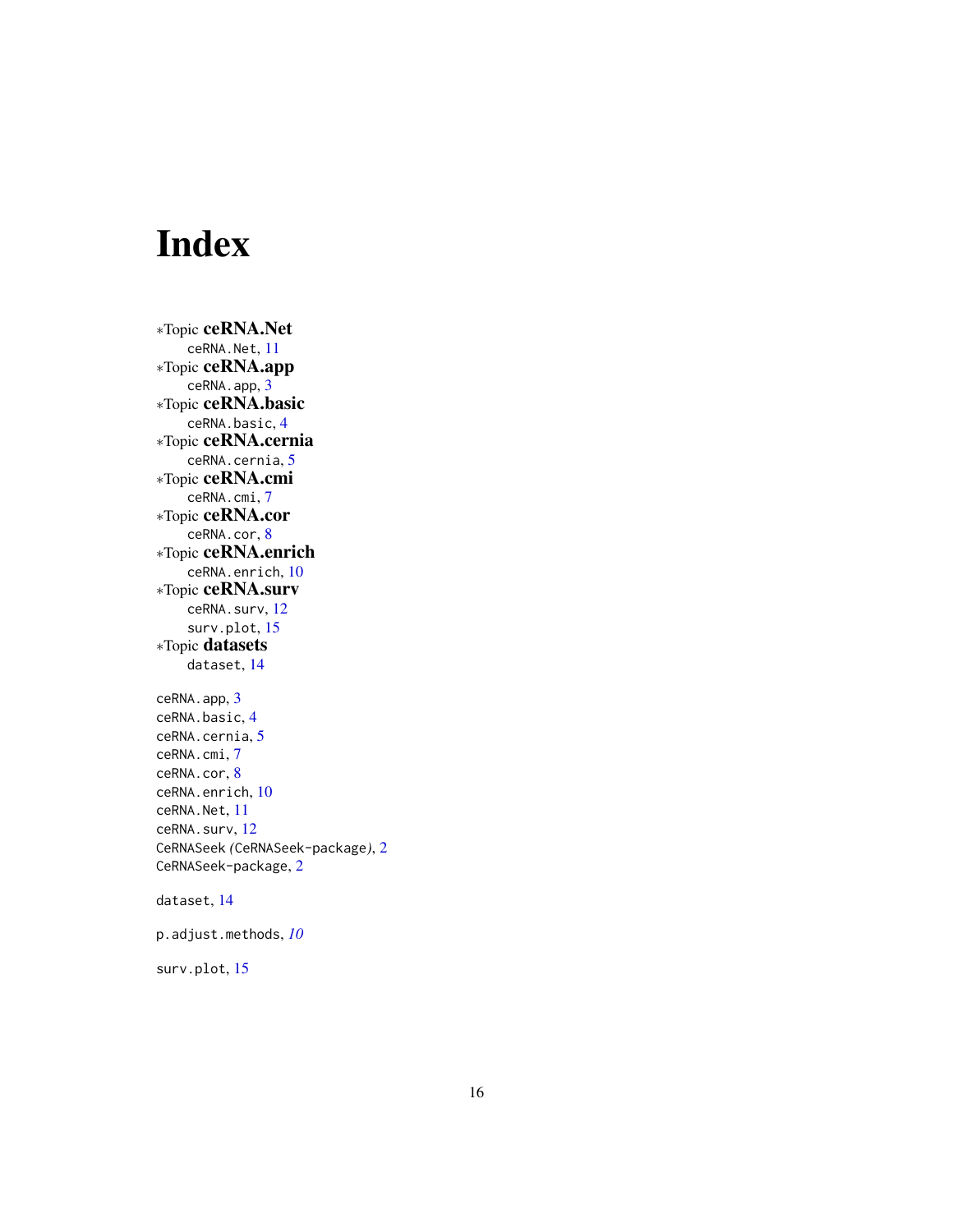# Index

∗Topic **ceRNA.Net**
  ceRNA.Net, 11
∗Topic **ceRNA.app**
  ceRNA.app, 3
∗Topic **ceRNA.basic**
  ceRNA.basic, 4
∗Topic **ceRNA.cernia**
  ceRNA.cernia, 5
∗Topic **ceRNA.cmi**
  ceRNA.cmi, 7
∗Topic **ceRNA.cor**
  ceRNA.cor, 8
∗Topic **ceRNA.enrich**
  ceRNA.enrich, 10
∗Topic **ceRNA.surv**
  ceRNA.surv, 12
  surv.plot, 15
∗Topic **datasets**
  dataset, 14

ceRNA.app, 3
ceRNA.basic, 4
ceRNA.cernia, 5
ceRNA.cmi, 7
ceRNA.cor, 8
ceRNA.enrich, 10
ceRNA.Net, 11
ceRNA.surv, 12
CeRNASeek *(*CeRNASeek-package*)*, 2
CeRNASeek-package, 2

dataset, 14

p.adjust.methods, *10*

surv.plot, 15